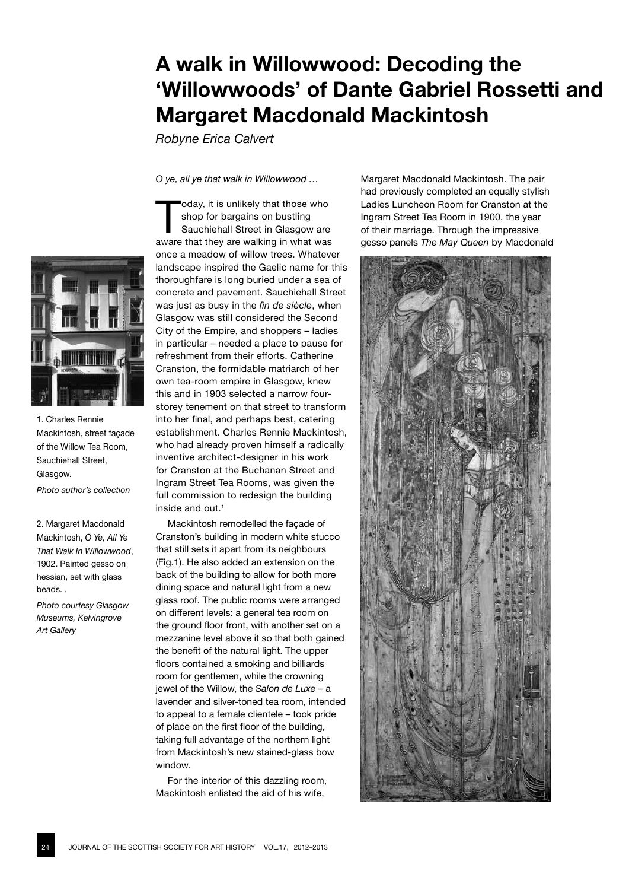# A walk in Willowwood: Decoding the 'Willowwoods' of Dante Gabriel Rossetti and Margaret Macdonald Mackintosh

*Robyne Erica Calvert*

*O ye, all ye that walk in Willowwood …*

Today, it is unlikely that those who shop for bargains on bustling Sauchiehall Street in Glasgow are aware that they are walking in what was once a meadow of willow trees. Whatever landscape inspired the Gaelic name for this thoroughfare is long buried under a sea of concrete and pavement. Sauchiehall Street was just as busy in the *fin de siècle*, when Glasgow was still considered the Second City of the Empire, and shoppers – ladies in particular – needed a place to pause for refreshment from their efforts. Catherine Cranston, the formidable matriarch of her own tea-room empire in Glasgow, knew this and in 1903 selected a narrow four-storey tenement on that street to transform into her final, and perhaps best, catering establishment. Charles Rennie Mackintosh, who had already proven himself a radically inventive architect-designer in his work for Cranston at the Buchanan Street and Ingram Street Tea Rooms, was given the full commission to redesign the building inside and out.[1]

Mackintosh remodelled the façade of Cranston's building in modern white stucco that still sets it apart from its neighbours (Fig.1). He also added an extension on the back of the building to allow for both more dining space and natural light from a new glass roof. The public rooms were arranged on different levels: a general tea room on the ground floor front, with another set on a mezzanine level above it so that both gained the benefit of the natural light. The upper floors contained a smoking and billiards room for gentlemen, while the crowning jewel of the Willow, the *Salon de Luxe* – a lavender and silver-toned tea room, intended to appeal to a female clientele – took pride of place on the first floor of the building, taking full advantage of the northern light from Mackintosh's new stained-glass bow window.

For the interior of this dazzling room, Mackintosh enlisted the aid of his wife, Margaret Macdonald Mackintosh. The pair had previously completed an equally stylish Ladies Luncheon Room for Cranston at the Ingram Street Tea Room in 1900, the year of their marriage. Through the impressive gesso panels *The May Queen* by Macdonald

1. Charles Rennie Mackintosh, street façade of the Willow Tea Room, Sauchiehall Street, Glasgow.

*Photo author's collection*

2. Margaret Macdonald Mackintosh, *O Ye, All Ye That Walk In Willowwood*, 1902. Painted gesso on hessian, set with glass beads. .

*Photo courtesy Glasgow Museums, Kelvingrove Art Gallery*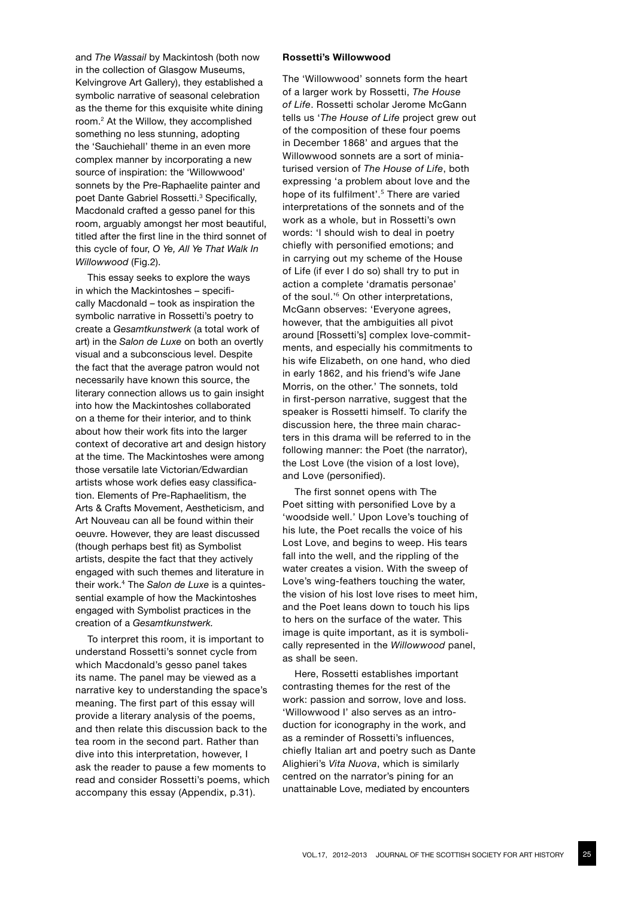and *The Wassail* by Mackintosh (both now in the collection of Glasgow Museums, Kelvingrove Art Gallery), they established a symbolic narrative of seasonal celebration as the theme for this exquisite white dining room.[2] At the Willow, they accomplished something no less stunning, adopting the 'Sauchiehall' theme in an even more complex manner by incorporating a new source of inspiration: the 'Willowwood' sonnets by the Pre-Raphaelite painter and poet Dante Gabriel Rossetti.[3] Specifically, Macdonald crafted a gesso panel for this room, arguably amongst her most beautiful, titled after the first line in the third sonnet of this cycle of four, *O Ye, All Ye That Walk In Willowwood* (Fig.2).

This essay seeks to explore the ways in which the Mackintoshes – specifically Macdonald – took as inspiration the symbolic narrative in Rossetti's poetry to create a *Gesamtkunstwerk* (a total work of art) in the *Salon de Luxe* on both an overtly visual and a subconscious level. Despite the fact that the average patron would not necessarily have known this source, the literary connection allows us to gain insight into how the Mackintoshes collaborated on a theme for their interior, and to think about how their work fits into the larger context of decorative art and design history at the time. The Mackintoshes were among those versatile late Victorian/Edwardian artists whose work defies easy classification. Elements of Pre-Raphaelitism, the Arts & Crafts Movement, Aestheticism, and Art Nouveau can all be found within their oeuvre. However, they are least discussed (though perhaps best fit) as Symbolist artists, despite the fact that they actively engaged with such themes and literature in their work.[4] The *Salon de Luxe* is a quintessential example of how the Mackintoshes engaged with Symbolist practices in the creation of a *Gesamtkunstwerk.*

To interpret this room, it is important to understand Rossetti's sonnet cycle from which Macdonald's gesso panel takes its name. The panel may be viewed as a narrative key to understanding the space's meaning. The first part of this essay will provide a literary analysis of the poems, and then relate this discussion back to the tea room in the second part. Rather than dive into this interpretation, however, I ask the reader to pause a few moments to read and consider Rossetti's poems, which accompany this essay (Appendix, p.31).

**Rossetti's Willowwood**

The 'Willowwood' sonnets form the heart of a larger work by Rossetti, *The House of Life*. Rossetti scholar Jerome McGann tells us '*The House of Life* project grew out of the composition of these four poems in December 1868' and argues that the Willowwood sonnets are a sort of miniaturised version of *The House of Life*, both expressing 'a problem about love and the hope of its fulfilment'.[5] There are varied interpretations of the sonnets and of the work as a whole, but in Rossetti's own words: 'I should wish to deal in poetry chiefly with personified emotions; and in carrying out my scheme of the House of Life (if ever I do so) shall try to put in action a complete 'dramatis personae' of the soul.'[6] On other interpretations, McGann observes: 'Everyone agrees, however, that the ambiguities all pivot around [Rossetti's] complex love-commitments, and especially his commitments to his wife Elizabeth, on one hand, who died in early 1862, and his friend's wife Jane Morris, on the other.' The sonnets, told in first-person narrative, suggest that the speaker is Rossetti himself. To clarify the discussion here, the three main characters in this drama will be referred to in the following manner: the Poet (the narrator), the Lost Love (the vision of a lost love), and Love (personified).

The first sonnet opens with The Poet sitting with personified Love by a 'woodside well.' Upon Love's touching of his lute, the Poet recalls the voice of his Lost Love, and begins to weep. His tears fall into the well, and the rippling of the water creates a vision. With the sweep of Love's wing-feathers touching the water, the vision of his lost love rises to meet him, and the Poet leans down to touch his lips to hers on the surface of the water. This image is quite important, as it is symbolically represented in the *Willowwood* panel, as shall be seen.

Here, Rossetti establishes important contrasting themes for the rest of the work: passion and sorrow, love and loss. 'Willowwood I' also serves as an introduction for iconography in the work, and as a reminder of Rossetti's influences, chiefly Italian art and poetry such as Dante Alighieri's *Vita Nuova*, which is similarly centred on the narrator's pining for an unattainable Love, mediated by encounters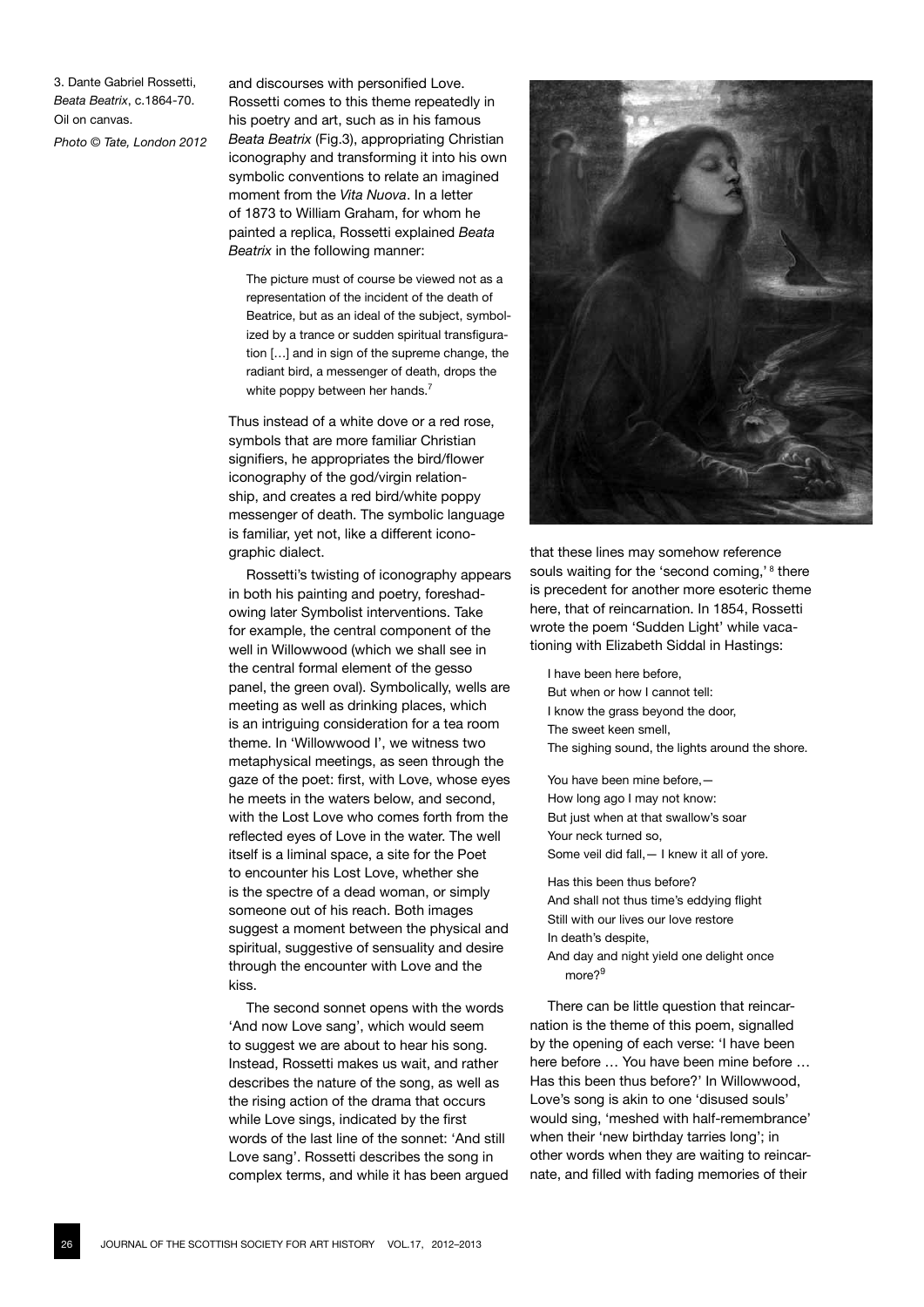3. Dante Gabriel Rossetti, *Beata Beatrix*, c.1864-70. Oil on canvas. *Photo © Tate, London 2012*

and discourses with personified Love. Rossetti comes to this theme repeatedly in his poetry and art, such as in his famous *Beata Beatrix* (Fig.3), appropriating Christian iconography and transforming it into his own symbolic conventions to relate an imagined moment from the *Vita Nuova*. In a letter of 1873 to William Graham, for whom he painted a replica, Rossetti explained *Beata Beatrix* in the following manner:

> The picture must of course be viewed not as a representation of the incident of the death of Beatrice, but as an ideal of the subject, symbolized by a trance or sudden spiritual transfiguration […] and in sign of the supreme change, the radiant bird, a messenger of death, drops the white poppy between her hands.[7]

Thus instead of a white dove or a red rose, symbols that are more familiar Christian signifiers, he appropriates the bird/flower iconography of the god/virgin relationship, and creates a red bird/white poppy messenger of death. The symbolic language is familiar, yet not, like a different iconographic dialect.

Rossetti's twisting of iconography appears in both his painting and poetry, foreshadowing later Symbolist interventions. Take for example, the central component of the well in Willowwood (which we shall see in the central formal element of the gesso panel, the green oval). Symbolically, wells are meeting as well as drinking places, which is an intriguing consideration for a tea room theme. In 'Willowwood I', we witness two metaphysical meetings, as seen through the gaze of the poet: first, with Love, whose eyes he meets in the waters below, and second, with the Lost Love who comes forth from the reflected eyes of Love in the water. The well itself is a liminal space, a site for the Poet to encounter his Lost Love, whether she is the spectre of a dead woman, or simply someone out of his reach. Both images suggest a moment between the physical and spiritual, suggestive of sensuality and desire through the encounter with Love and the kiss.

The second sonnet opens with the words 'And now Love sang', which would seem to suggest we are about to hear his song. Instead, Rossetti makes us wait, and rather describes the nature of the song, as well as the rising action of the drama that occurs while Love sings, indicated by the first words of the last line of the sonnet: 'And still Love sang'. Rossetti describes the song in complex terms, and while it has been argued that these lines may somehow reference souls waiting for the 'second coming,'[8] there is precedent for another more esoteric theme here, that of reincarnation. In 1854, Rossetti wrote the poem 'Sudden Light' while vacationing with Elizabeth Siddal in Hastings:

> I have been here before,
> But when or how I cannot tell:
> I know the grass beyond the door,
> The sweet keen smell,
> The sighing sound, the lights around the shore.
>
> You have been mine before,—
> How long ago I may not know:
> But just when at that swallow's soar
> Your neck turned so,
> Some veil did fall,— I knew it all of yore.
>
> Has this been thus before?
> And shall not thus time's eddying flight
> Still with our lives our love restore
> In death's despite,
> And day and night yield one delight once more?[9]

There can be little question that reincarnation is the theme of this poem, signalled by the opening of each verse: 'I have been here before … You have been mine before … Has this been thus before?' In Willowwood, Love's song is akin to one 'disused souls' would sing, 'meshed with half-remembrance' when their 'new birthday tarries long'; in other words when they are waiting to reincarnate, and filled with fading memories of their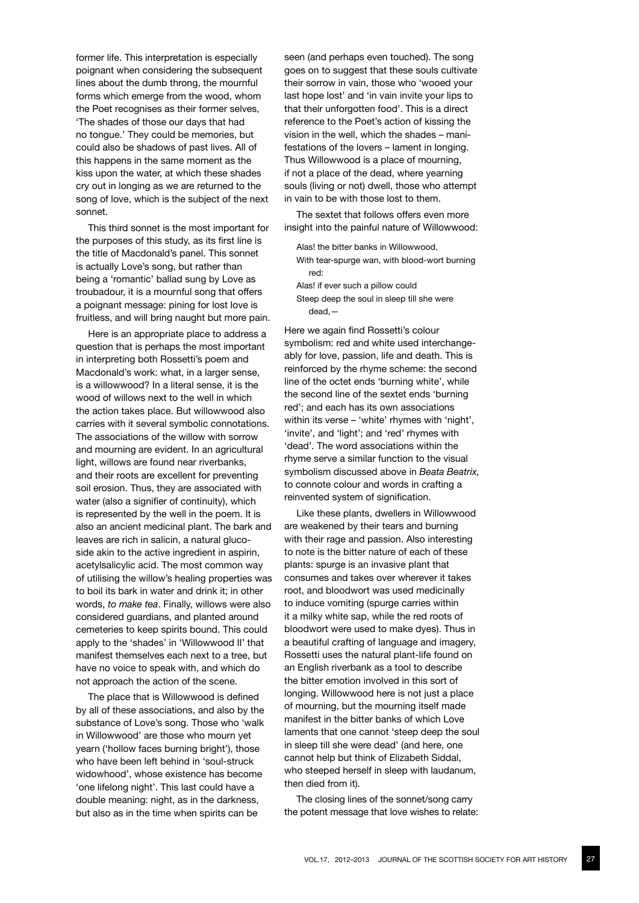former life. This interpretation is especially poignant when considering the subsequent lines about the dumb throng, the mournful forms which emerge from the wood, whom the Poet recognises as their former selves, 'The shades of those our days that had no tongue.' They could be memories, but could also be shadows of past lives. All of this happens in the same moment as the kiss upon the water, at which these shades cry out in longing as we are returned to the song of love, which is the subject of the next sonnet.

This third sonnet is the most important for the purposes of this study, as its first line is the title of Macdonald's panel. This sonnet is actually Love's song, but rather than being a 'romantic' ballad sung by Love as troubadour, it is a mournful song that offers a poignant message: pining for lost love is fruitless, and will bring naught but more pain.

Here is an appropriate place to address a question that is perhaps the most important in interpreting both Rossetti's poem and Macdonald's work: what, in a larger sense, is a willowwood? In a literal sense, it is the wood of willows next to the well in which the action takes place. But willowwood also carries with it several symbolic connotations. The associations of the willow with sorrow and mourning are evident. In an agricultural light, willows are found near riverbanks, and their roots are excellent for preventing soil erosion. Thus, they are associated with water (also a signifier of continuity), which is represented by the well in the poem. It is also an ancient medicinal plant. The bark and leaves are rich in salicin, a natural glucoside akin to the active ingredient in aspirin, acetylsalicylic acid. The most common way of utilising the willow's healing properties was to boil its bark in water and drink it; in other words, *to make tea*. Finally, willows were also considered guardians, and planted around cemeteries to keep spirits bound. This could apply to the 'shades' in 'Willowwood II' that manifest themselves each next to a tree, but have no voice to speak with, and which do not approach the action of the scene.

The place that is Willowwood is defined by all of these associations, and also by the substance of Love's song. Those who 'walk in Willowwood' are those who mourn yet yearn ('hollow faces burning bright'), those who have been left behind in 'soul-struck widowhood', whose existence has become 'one lifelong night'. This last could have a double meaning: night, as in the darkness, but also as in the time when spirits can be seen (and perhaps even touched). The song goes on to suggest that these souls cultivate their sorrow in vain, those who 'wooed your last hope lost' and 'in vain invite your lips to that their unforgotten food'. This is a direct reference to the Poet's action of kissing the vision in the well, which the shades – manifestations of the lovers – lament in longing. Thus Willowwood is a place of mourning, if not a place of the dead, where yearning souls (living or not) dwell, those who attempt in vain to be with those lost to them.

The sextet that follows offers even more insight into the painful nature of Willowwood:

> Alas! the bitter banks in Willowwood,
> With tear-spurge wan, with blood-wort burning red:
> Alas! if ever such a pillow could
> Steep deep the soul in sleep till she were dead,—

Here we again find Rossetti's colour symbolism: red and white used interchangeably for love, passion, life and death. This is reinforced by the rhyme scheme: the second line of the octet ends 'burning white', while the second line of the sextet ends 'burning red'; and each has its own associations within its verse – 'white' rhymes with 'night', 'invite', and 'light'; and 'red' rhymes with 'dead'. The word associations within the rhyme serve a similar function to the visual symbolism discussed above in *Beata Beatrix,* to connote colour and words in crafting a reinvented system of signification.

Like these plants, dwellers in Willowwood are weakened by their tears and burning with their rage and passion. Also interesting to note is the bitter nature of each of these plants: spurge is an invasive plant that consumes and takes over wherever it takes root, and bloodwort was used medicinally to induce vomiting (spurge carries within it a milky white sap, while the red roots of bloodwort were used to make dyes). Thus in a beautiful crafting of language and imagery, Rossetti uses the natural plant-life found on an English riverbank as a tool to describe the bitter emotion involved in this sort of longing. Willowwood here is not just a place of mourning, but the mourning itself made manifest in the bitter banks of which Love laments that one cannot 'steep deep the soul in sleep till she were dead' (and here, one cannot help but think of Elizabeth Siddal, who steeped herself in sleep with laudanum, then died from it).

The closing lines of the sonnet/song carry the potent message that love wishes to relate: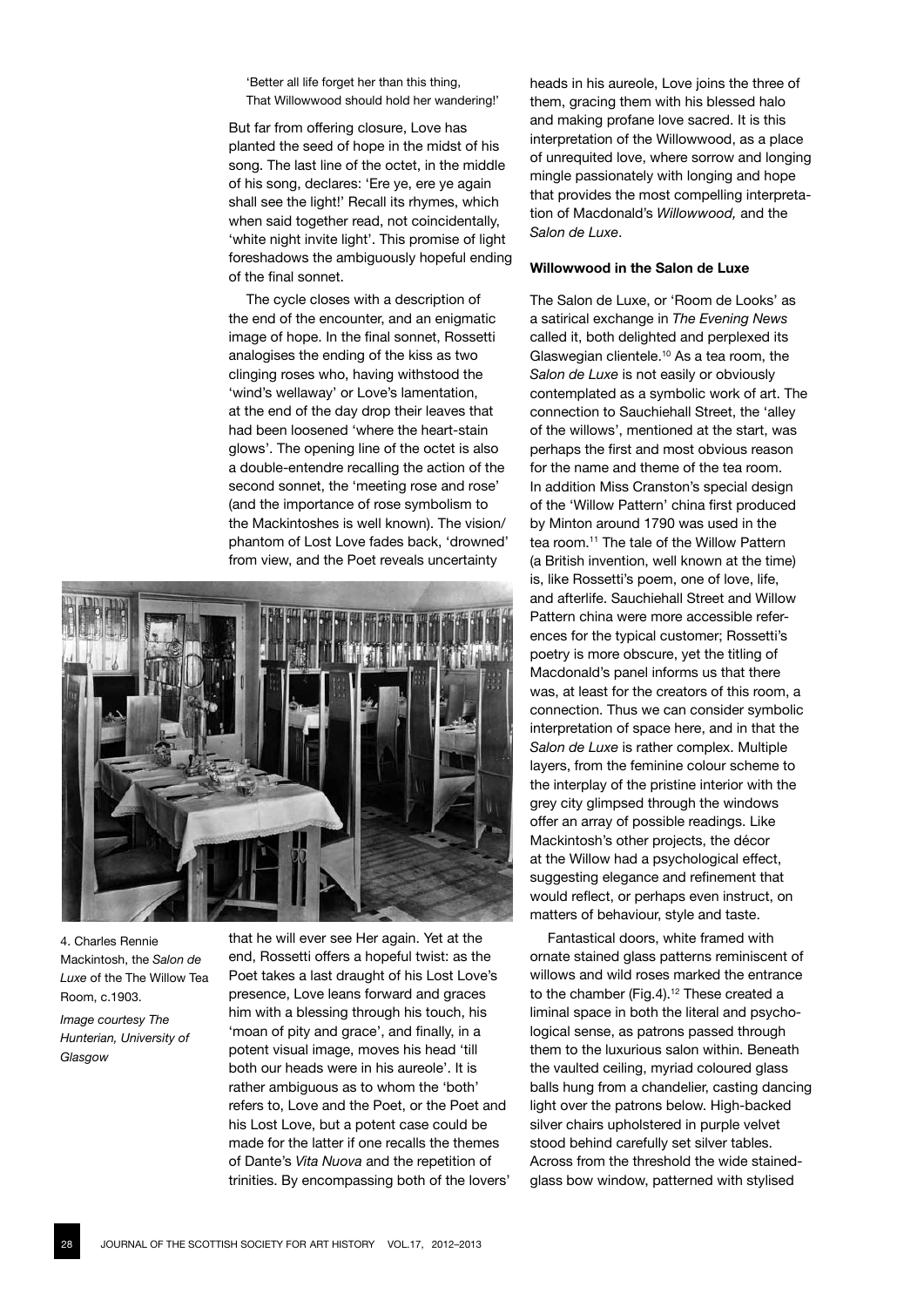'Better all life forget her than this thing,
That Willowwood should hold her wandering!'

But far from offering closure, Love has planted the seed of hope in the midst of his song. The last line of the octet, in the middle of his song, declares: 'Ere ye, ere ye again shall see the light!' Recall its rhymes, which when said together read, not coincidentally, 'white night invite light'. This promise of light foreshadows the ambiguously hopeful ending of the final sonnet.

The cycle closes with a description of the end of the encounter, and an enigmatic image of hope. In the final sonnet, Rossetti analogises the ending of the kiss as two clinging roses who, having withstood the 'wind's wellaway' or Love's lamentation, at the end of the day drop their leaves that had been loosened 'where the heart-stain glows'. The opening line of the octet is also a double-entendre recalling the action of the second sonnet, the 'meeting rose and rose' (and the importance of rose symbolism to the Mackintoshes is well known). The vision/phantom of Lost Love fades back, 'drowned' from view, and the Poet reveals uncertainty that he will ever see Her again. Yet at the end, Rossetti offers a hopeful twist: as the Poet takes a last draught of his Lost Love's presence, Love leans forward and graces him with a blessing through his touch, his 'moan of pity and grace', and finally, in a potent visual image, moves his head 'till both our heads were in his aureole'. It is rather ambiguous as to whom the 'both' refers to, Love and the Poet, or the Poet and his Lost Love, but a potent case could be made for the latter if one recalls the themes of Dante's *Vita Nuova* and the repetition of trinities. By encompassing both of the lovers' heads in his aureole, Love joins the three of them, gracing them with his blessed halo and making profane love sacred. It is this interpretation of the Willowwood, as a place of unrequited love, where sorrow and longing mingle passionately with longing and hope that provides the most compelling interpretation of Macdonald's *Willowwood,* and the *Salon de Luxe*.

4. Charles Rennie Mackintosh, the *Salon de Luxe* of the The Willow Tea Room, c.1903.
*Image courtesy The Hunterian, University of Glasgow*

### Willowwood in the Salon de Luxe

The Salon de Luxe, or 'Room de Looks' as a satirical exchange in *The Evening News* called it, both delighted and perplexed its Glaswegian clientele.[10] As a tea room, the *Salon de Luxe* is not easily or obviously contemplated as a symbolic work of art. The connection to Sauchiehall Street, the 'alley of the willows', mentioned at the start, was perhaps the first and most obvious reason for the name and theme of the tea room. In addition Miss Cranston's special design of the 'Willow Pattern' china first produced by Minton around 1790 was used in the tea room.[11] The tale of the Willow Pattern (a British invention, well known at the time) is, like Rossetti's poem, one of love, life, and afterlife. Sauchiehall Street and Willow Pattern china were more accessible references for the typical customer; Rossetti's poetry is more obscure, yet the titling of Macdonald's panel informs us that there was, at least for the creators of this room, a connection. Thus we can consider symbolic interpretation of space here, and in that the *Salon de Luxe* is rather complex. Multiple layers, from the feminine colour scheme to the interplay of the pristine interior with the grey city glimpsed through the windows offer an array of possible readings. Like Mackintosh's other projects, the décor at the Willow had a psychological effect, suggesting elegance and refinement that would reflect, or perhaps even instruct, on matters of behaviour, style and taste.

Fantastical doors, white framed with ornate stained glass patterns reminiscent of willows and wild roses marked the entrance to the chamber (Fig.4).[12] These created a liminal space in both the literal and psychological sense, as patrons passed through them to the luxurious salon within. Beneath the vaulted ceiling, myriad coloured glass balls hung from a chandelier, casting dancing light over the patrons below. High-backed silver chairs upholstered in purple velvet stood behind carefully set silver tables. Across from the threshold the wide stained-glass bow window, patterned with stylised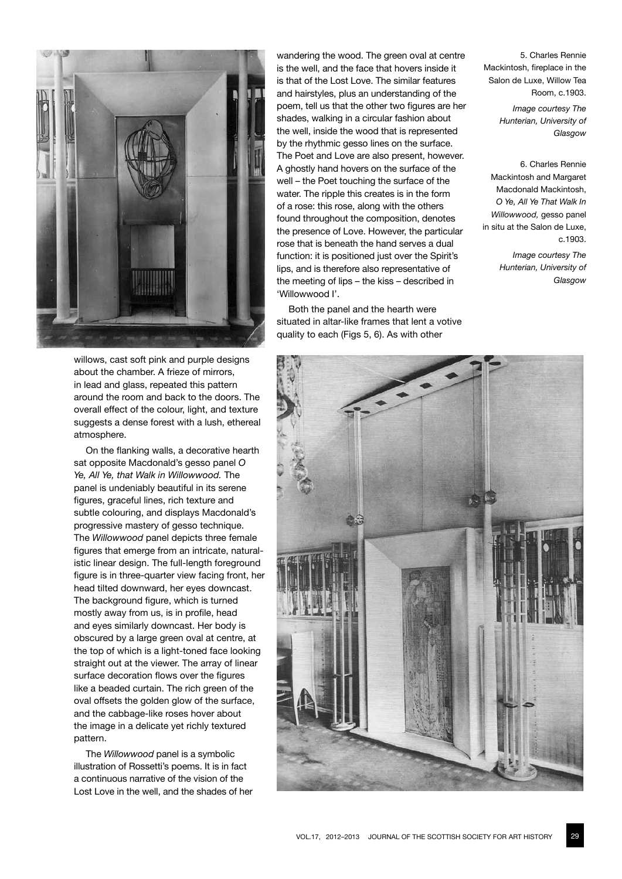willows, cast soft pink and purple designs about the chamber. A frieze of mirrors, in lead and glass, repeated this pattern around the room and back to the doors. The overall effect of the colour, light, and texture suggests a dense forest with a lush, ethereal atmosphere.

On the flanking walls, a decorative hearth sat opposite Macdonald's gesso panel *O Ye, All Ye, that Walk in Willowwood.* The panel is undeniably beautiful in its serene figures, graceful lines, rich texture and subtle colouring, and displays Macdonald's progressive mastery of gesso technique. The *Willowwood* panel depicts three female figures that emerge from an intricate, naturalistic linear design. The full-length foreground figure is in three-quarter view facing front, her head tilted downward, her eyes downcast. The background figure, which is turned mostly away from us, is in profile, head and eyes similarly downcast. Her body is obscured by a large green oval at centre, at the top of which is a light-toned face looking straight out at the viewer. The array of linear surface decoration flows over the figures like a beaded curtain. The rich green of the oval offsets the golden glow of the surface, and the cabbage-like roses hover about the image in a delicate yet richly textured pattern.

The *Willowwood* panel is a symbolic illustration of Rossetti's poems. It is in fact a continuous narrative of the vision of the Lost Love in the well, and the shades of her wandering the wood. The green oval at centre is the well, and the face that hovers inside it is that of the Lost Love. The similar features and hairstyles, plus an understanding of the poem, tell us that the other two figures are her shades, walking in a circular fashion about the well, inside the wood that is represented by the rhythmic gesso lines on the surface. The Poet and Love are also present, however. A ghostly hand hovers on the surface of the well – the Poet touching the surface of the water. The ripple this creates is in the form of a rose: this rose, along with the others found throughout the composition, denotes the presence of Love. However, the particular rose that is beneath the hand serves a dual function: it is positioned just over the Spirit's lips, and is therefore also representative of the meeting of lips – the kiss – described in 'Willowwood I'.

Both the panel and the hearth were situated in altar-like frames that lent a votive quality to each (Figs 5, 6). As with other

5. Charles Rennie Mackintosh, fireplace in the Salon de Luxe, Willow Tea Room, c.1903.

*Image courtesy The Hunterian, University of Glasgow*

6. Charles Rennie Mackintosh and Margaret Macdonald Mackintosh, *O Ye, All Ye That Walk In Willowwood,* gesso panel in situ at the Salon de Luxe, c.1903.

*Image courtesy The Hunterian, University of Glasgow*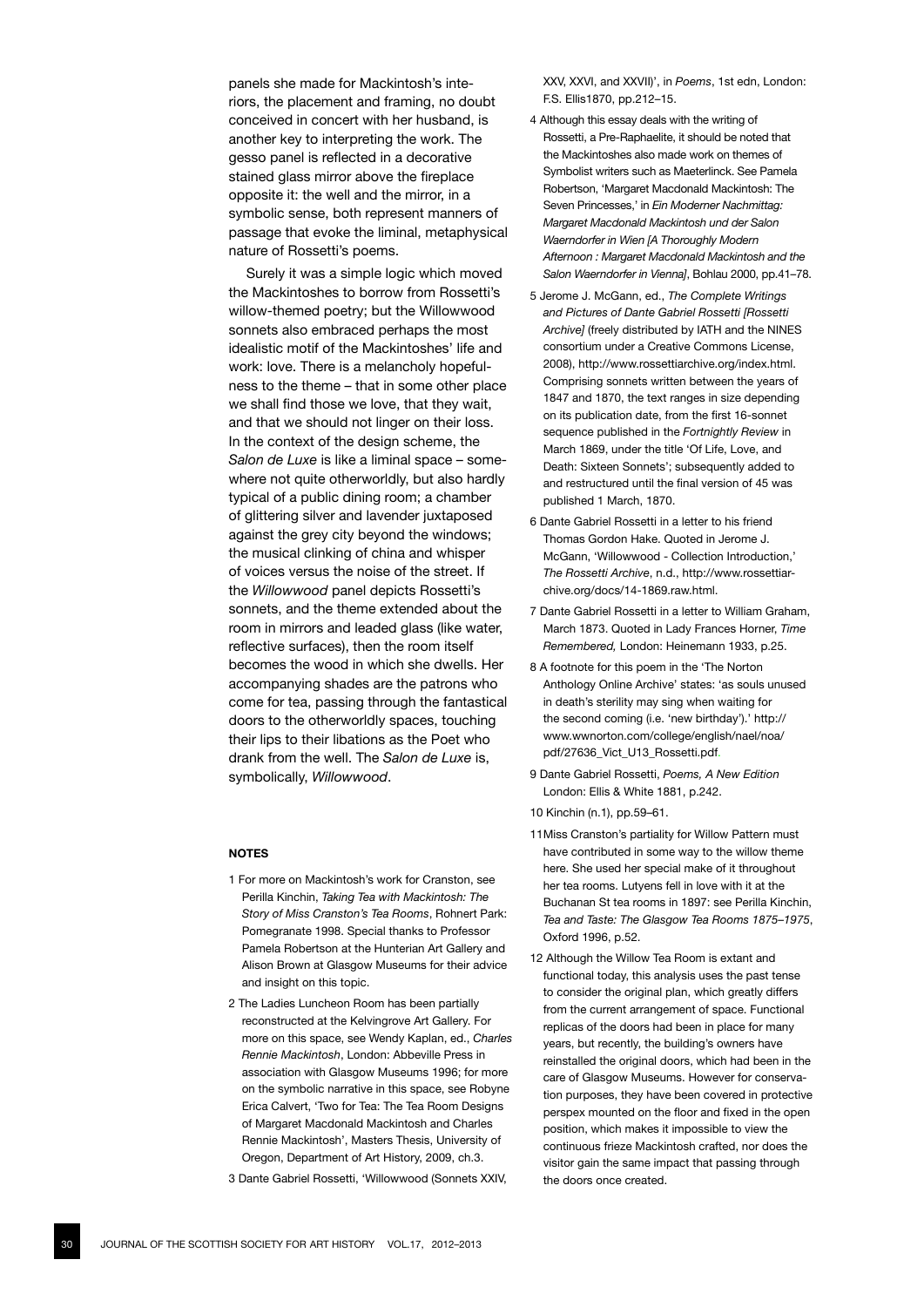panels she made for Mackintosh's interiors, the placement and framing, no doubt conceived in concert with her husband, is another key to interpreting the work. The gesso panel is reflected in a decorative stained glass mirror above the fireplace opposite it: the well and the mirror, in a symbolic sense, both represent manners of passage that evoke the liminal, metaphysical nature of Rossetti's poems.

Surely it was a simple logic which moved the Mackintoshes to borrow from Rossetti's willow-themed poetry; but the Willowwood sonnets also embraced perhaps the most idealistic motif of the Mackintoshes' life and work: love. There is a melancholy hopefulness to the theme – that in some other place we shall find those we love, that they wait, and that we should not linger on their loss. In the context of the design scheme, the *Salon de Luxe* is like a liminal space – somewhere not quite otherworldly, but also hardly typical of a public dining room; a chamber of glittering silver and lavender juxtaposed against the grey city beyond the windows; the musical clinking of china and whisper of voices versus the noise of the street. If the *Willowwood* panel depicts Rossetti's sonnets, and the theme extended about the room in mirrors and leaded glass (like water, reflective surfaces), then the room itself becomes the wood in which she dwells. Her accompanying shades are the patrons who come for tea, passing through the fantastical doors to the otherworldly spaces, touching their lips to their libations as the Poet who drank from the well. The *Salon de Luxe* is, symbolically, *Willowwood*.

**NOTES**

1 For more on Mackintosh's work for Cranston, see Perilla Kinchin, *Taking Tea with Mackintosh: The Story of Miss Cranston's Tea Rooms*, Rohnert Park: Pomegranate 1998. Special thanks to Professor Pamela Robertson at the Hunterian Art Gallery and Alison Brown at Glasgow Museums for their advice and insight on this topic.

2 The Ladies Luncheon Room has been partially reconstructed at the Kelvingrove Art Gallery. For more on this space, see Wendy Kaplan, ed., *Charles Rennie Mackintosh*, London: Abbeville Press in association with Glasgow Museums 1996; for more on the symbolic narrative in this space, see Robyne Erica Calvert, 'Two for Tea: The Tea Room Designs of Margaret Macdonald Mackintosh and Charles Rennie Mackintosh', Masters Thesis, University of Oregon, Department of Art History, 2009, ch.3.

3 Dante Gabriel Rossetti, 'Willowwood (Sonnets XXIV, XXV, XXVI, and XXVII)', in *Poems*, 1st edn, London: F.S. Ellis1870, pp.212–15.

4 Although this essay deals with the writing of Rossetti, a Pre-Raphaelite, it should be noted that the Mackintoshes also made work on themes of Symbolist writers such as Maeterlinck. See Pamela Robertson, 'Margaret Macdonald Mackintosh: The Seven Princesses,' in *Ein Moderner Nachmittag: Margaret Macdonald Mackintosh und der Salon Waerndorfer in Wien [A Thoroughly Modern Afternoon : Margaret Macdonald Mackintosh and the Salon Waerndorfer in Vienna]*, Bohlau 2000, pp.41–78.

5 Jerome J. McGann, ed., *The Complete Writings and Pictures of Dante Gabriel Rossetti [Rossetti Archive]* (freely distributed by IATH and the NINES consortium under a Creative Commons License, 2008), http://www.rossettiarchive.org/index.html. Comprising sonnets written between the years of 1847 and 1870, the text ranges in size depending on its publication date, from the first 16-sonnet sequence published in the *Fortnightly Review* in March 1869, under the title 'Of Life, Love, and Death: Sixteen Sonnets'; subsequently added to and restructured until the final version of 45 was published 1 March, 1870.

6 Dante Gabriel Rossetti in a letter to his friend Thomas Gordon Hake. Quoted in Jerome J. McGann, 'Willowwood - Collection Introduction,' *The Rossetti Archive*, n.d., http://www.rossettiarchive.org/docs/14-1869.raw.html.

7 Dante Gabriel Rossetti in a letter to William Graham, March 1873. Quoted in Lady Frances Horner, *Time Remembered,* London: Heinemann 1933, p.25.

8 A footnote for this poem in the 'The Norton Anthology Online Archive' states: 'as souls unused in death's sterility may sing when waiting for the second coming (i.e. 'new birthday').' http://www.wwnorton.com/college/english/nael/noa/pdf/27636_Vict_U13_Rossetti.pdf.

9 Dante Gabriel Rossetti, *Poems, A New Edition* London: Ellis & White 1881, p.242.

10 Kinchin (n.1), pp.59–61.

11 Miss Cranston's partiality for Willow Pattern must have contributed in some way to the willow theme here. She used her special make of it throughout her tea rooms. Lutyens fell in love with it at the Buchanan St tea rooms in 1897: see Perilla Kinchin, *Tea and Taste: The Glasgow Tea Rooms 1875–1975*, Oxford 1996, p.52.

12 Although the Willow Tea Room is extant and functional today, this analysis uses the past tense to consider the original plan, which greatly differs from the current arrangement of space. Functional replicas of the doors had been in place for many years, but recently, the building's owners have reinstalled the original doors, which had been in the care of Glasgow Museums. However for conservation purposes, they have been covered in protective perspex mounted on the floor and fixed in the open position, which makes it impossible to view the continuous frieze Mackintosh crafted, nor does the visitor gain the same impact that passing through the doors once created.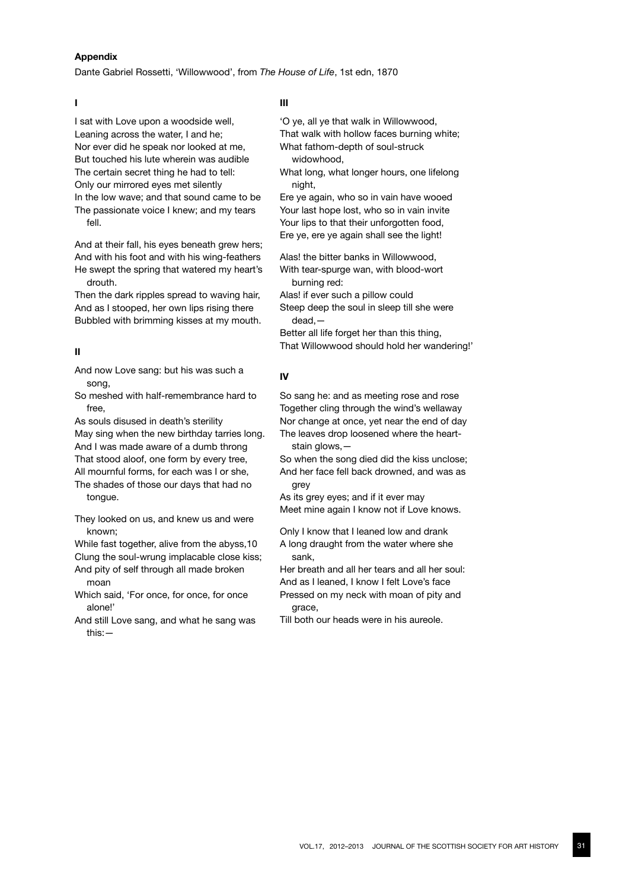**Appendix**

Dante Gabriel Rossetti, 'Willowwood', from *The House of Life*, 1st edn, 1870

**I**

I sat with Love upon a woodside well,
Leaning across the water, I and he;
Nor ever did he speak nor looked at me,
But touched his lute wherein was audible
The certain secret thing he had to tell:
Only our mirrored eyes met silently
In the low wave; and that sound came to be
The passionate voice I knew; and my tears fell.

And at their fall, his eyes beneath grew hers;
And with his foot and with his wing-feathers
He swept the spring that watered my heart's drouth.
Then the dark ripples spread to waving hair,
And as I stooped, her own lips rising there
Bubbled with brimming kisses at my mouth.

**II**

And now Love sang: but his was such a song,
So meshed with half-remembrance hard to free,
As souls disused in death's sterility
May sing when the new birthday tarries long.
And I was made aware of a dumb throng
That stood aloof, one form by every tree,
All mournful forms, for each was I or she,
The shades of those our days that had no tongue.

They looked on us, and knew us and were known;
While fast together, alive from the abyss,10
Clung the soul-wrung implacable close kiss;
And pity of self through all made broken moan
Which said, 'For once, for once, for once alone!'
And still Love sang, and what he sang was this:—

**III**

'O ye, all ye that walk in Willowwood,
That walk with hollow faces burning white;
What fathom-depth of soul-struck widowhood,
What long, what longer hours, one lifelong night,
Ere ye again, who so in vain have wooed
Your last hope lost, who so in vain invite
Your lips to that their unforgotten food,
Ere ye, ere ye again shall see the light!

Alas! the bitter banks in Willowwood,
With tear-spurge wan, with blood-wort burning red:
Alas! if ever such a pillow could
Steep deep the soul in sleep till she were dead,—
Better all life forget her than this thing,
That Willowwood should hold her wandering!'

**IV**

So sang he: and as meeting rose and rose
Together cling through the wind's wellaway
Nor change at once, yet near the end of day
The leaves drop loosened where the heart-stain glows,—
So when the song died did the kiss unclose;
And her face fell back drowned, and was as grey
As its grey eyes; and if it ever may
Meet mine again I know not if Love knows.

Only I know that I leaned low and drank
A long draught from the water where she sank,
Her breath and all her tears and all her soul:
And as I leaned, I know I felt Love's face
Pressed on my neck with moan of pity and grace,
Till both our heads were in his aureole.